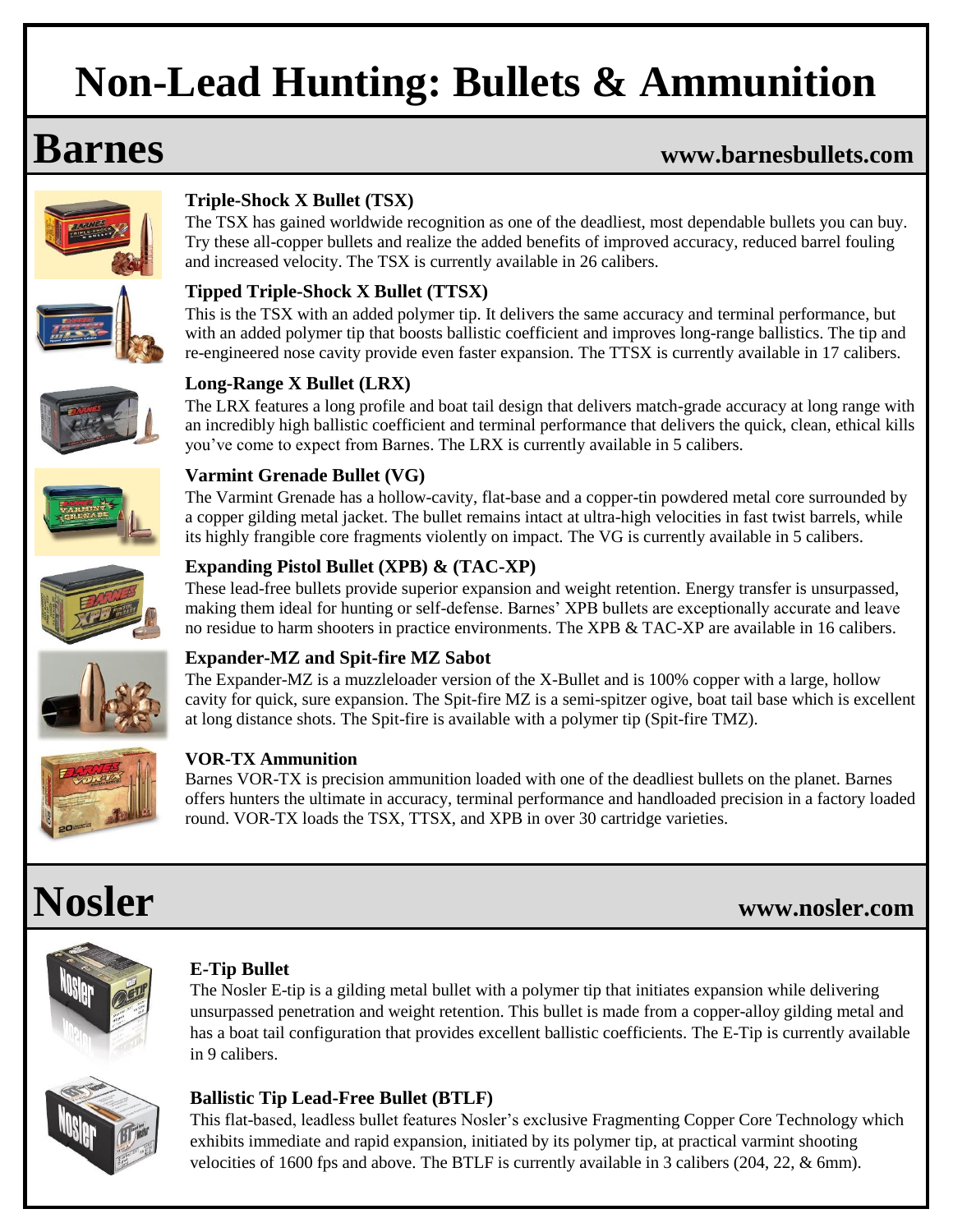# Non-Lead Hunting: Bullets & Ammunition

## Barnes

**www.barnesbullets.com**

### Triple-Shock X Bullet (TSX)

The TSX has gained worldwide recognition as one of the deadliest, most dependable bullets you can buy. Try these all-copper bullets and realize the added benefits of improved accuracy, reduced barrel fouling and increased velocity. The TSX is currently available in 26 calibers.

### Tipped Triple-Shock X Bullet (TTSX)

This is the TSX with an added polymer tip. It delivers the same accuracy and terminal performance, but with an added polymer tip that boosts ballistic coefficient and improves long-range ballistics. The tip and re-engineered nose cavity provide even faster expansion. The TTSX is currently available in 17 calibers.

### Long-Range X Bullet (LRX)

The LRX features a long profile and boat tail design that delivers match-grade accuracy at long range with an incredibly high ballistic coefficient and terminal performance that delivers the quick, clean, ethical kills you've come to expect from Barnes. The LRX is currently available in 5 calibers.

### Varmint Grenade Bullet (VG)

The Varmint Grenade has a hollow-cavity, flat-base and a copper-tin powdered metal core surrounded by a copper gilding metal jacket. The bullet remains intact at ultra-high velocities in fast twist barrels, while its highly frangible core fragments violently on impact. The VG is currently available in 5 calibers.

### Expanding Pistol Bullet (XPB) & (TAC-XP)

These lead-free bullets provide superior expansion and weight retention. Energy transfer is unsurpassed, making them ideal for hunting or self-defense. Barnes' XPB bullets are exceptionally accurate and leave no residue to harm shooters in practice environments. The XPB & TAC-XP are available in 16 calibers.

### Expander-MZ and Spit-fire MZ Sabot

The Expander-MZ is a muzzleloader version of the X-Bullet and is 100% copper with a large, hollow cavity for quick, sure expansion. The Spit-fire MZ is a semi-spitzer ogive, boat tail base which is excellent at long distance shots. The Spit-fire is available with a polymer tip (Spit-fire TMZ).

### VOR-TX Ammunition

Barnes VOR-TX is precision ammunition loaded with one of the deadliest bullets on the planet. Barnes offers hunters the ultimate in accuracy, terminal performance and handloaded precision in a factory loaded round. VOR-TX loads the TSX, TTSX, and XPB in over 30 cartridge varieties.

## Nosler

**www.nosler.com**

### E-Tip Bullet

The Nosler E-tip is a gilding metal bullet with a polymer tip that initiates expansion while delivering unsurpassed penetration and weight retention. This bullet is made from a copper-alloy gilding metal and has a boat tail configuration that provides excellent ballistic coefficients. The E-Tip is currently available in 9 calibers.

### Ballistic Tip Lead-Free Bullet (BTLF)

This flat-based, leadless bullet features Nosler's exclusive Fragmenting Copper Core Technology which exhibits immediate and rapid expansion, initiated by its polymer tip, at practical varmint shooting velocities of 1600 fps and above. The BTLF is currently available in 3 calibers (204, 22, & 6mm).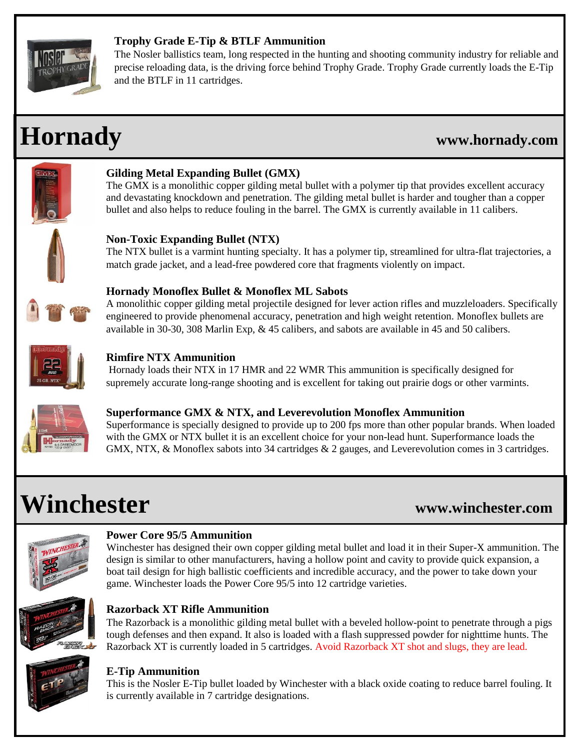### Trophy Grade E-Tip & BTLF Ammunition

The Nosler ballistics team, long respected in the hunting and shooting community industry for reliable and precise reloading data, is the driving force behind Trophy Grade. Trophy Grade currently loads the E-Tip and the BTLF in 11 cartridges.

## Hornady

**www.hornady.com**

### Gilding Metal Expanding Bullet (GMX)

The GMX is a monolithic copper gilding metal bullet with a polymer tip that provides excellent accuracy and devastating knockdown and penetration. The gilding metal bullet is harder and tougher than a copper bullet and also helps to reduce fouling in the barrel. The GMX is currently available in 11 calibers.

### Non-Toxic Expanding Bullet (NTX)

The NTX bullet is a varmint hunting specialty. It has a polymer tip, streamlined for ultra-flat trajectories, a match grade jacket, and a lead-free powdered core that fragments violently on impact.

### Hornady Monoflex Bullet & Monoflex ML Sabots

A monolithic copper gilding metal projectile designed for lever action rifles and muzzleloaders. Specifically engineered to provide phenomenal accuracy, penetration and high weight retention. Monoflex bullets are available in 30-30, 308 Marlin Exp, & 45 calibers, and sabots are available in 45 and 50 calibers.

### Rimfire NTX Ammunition

Hornady loads their NTX in 17 HMR and 22 WMR This ammunition is specifically designed for supremely accurate long-range shooting and is excellent for taking out prairie dogs or other varmints.

### Superformance GMX & NTX, and Leverevolution Monoflex Ammunition

Superformance is specially designed to provide up to 200 fps more than other popular brands. When loaded with the GMX or NTX bullet it is an excellent choice for your non-lead hunt. Superformance loads the GMX, NTX, & Monoflex sabots into 34 cartridges & 2 gauges, and Leverevolution comes in 3 cartridges.

## Winchester

**www.winchester.com**

### Power Core 95/5 Ammunition

Winchester has designed their own copper gilding metal bullet and load it in their Super-X ammunition. The design is similar to other manufacturers, having a hollow point and cavity to provide quick expansion, a boat tail design for high ballistic coefficients and incredible accuracy, and the power to take down your game. Winchester loads the Power Core 95/5 into 12 cartridge varieties.

### Razorback XT Rifle Ammunition

The Razorback is a monolithic gilding metal bullet with a beveled hollow-point to penetrate through a pigs tough defenses and then expand. It also is loaded with a flash suppressed powder for nighttime hunts. The Razorback XT is currently loaded in 5 cartridges. Avoid Razorback XT shot and slugs, they are lead.

### E-Tip Ammunition

This is the Nosler E-Tip bullet loaded by Winchester with a black oxide coating to reduce barrel fouling. It is currently available in 7 cartridge designations.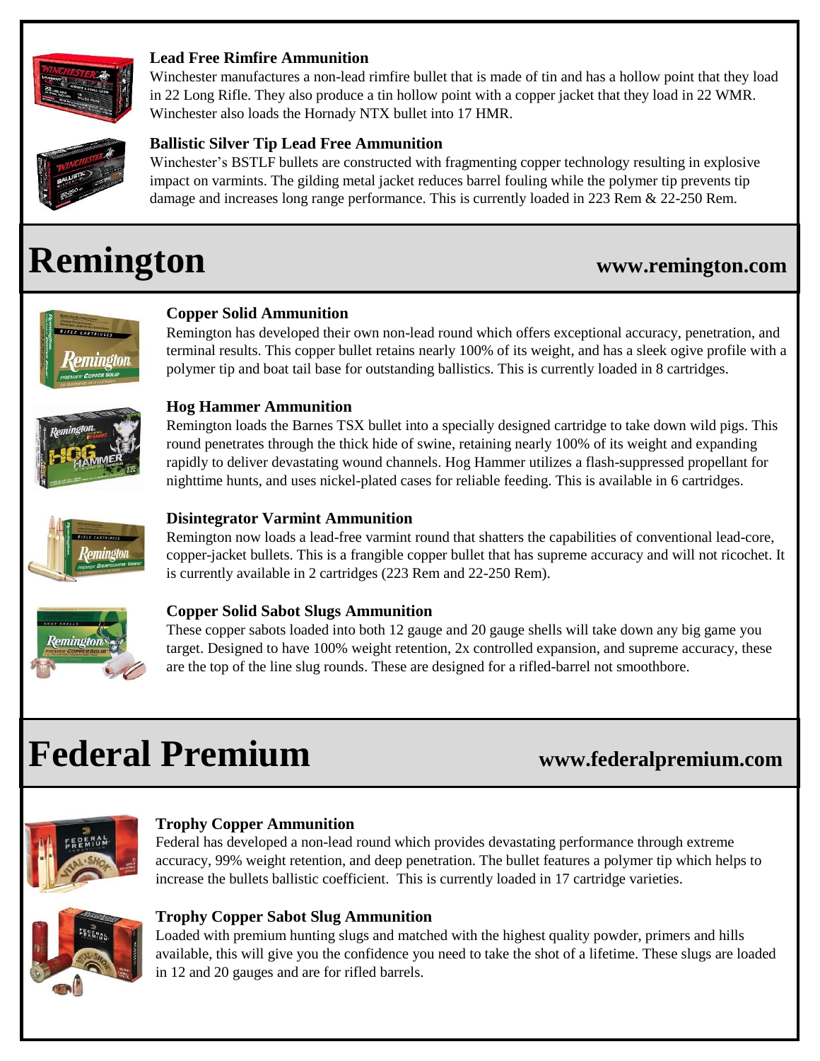### Lead Free Rimfire Ammunition

Winchester manufactures a non-lead rimfire bullet that is made of tin and has a hollow point that they load in 22 Long Rifle. They also produce a tin hollow point with a copper jacket that they load in 22 WMR. Winchester also loads the Hornady NTX bullet into 17 HMR.

### Ballistic Silver Tip Lead Free Ammunition

Winchester's BSTLF bullets are constructed with fragmenting copper technology resulting in explosive impact on varmints. The gilding metal jacket reduces barrel fouling while the polymer tip prevents tip damage and increases long range performance. This is currently loaded in 223 Rem & 22-250 Rem.

# Remington

**www.remington.com**

### Copper Solid Ammunition

Remington has developed their own non-lead round which offers exceptional accuracy, penetration, and terminal results. This copper bullet retains nearly 100% of its weight, and has a sleek ogive profile with a polymer tip and boat tail base for outstanding ballistics. This is currently loaded in 8 cartridges.

### Hog Hammer Ammunition

Remington loads the Barnes TSX bullet into a specially designed cartridge to take down wild pigs. This round penetrates through the thick hide of swine, retaining nearly 100% of its weight and expanding rapidly to deliver devastating wound channels. Hog Hammer utilizes a flash-suppressed propellant for nighttime hunts, and uses nickel-plated cases for reliable feeding. This is available in 6 cartridges.

### Disintegrator Varmint Ammunition

Remington now loads a lead-free varmint round that shatters the capabilities of conventional lead-core, copper-jacket bullets. This is a frangible copper bullet that has supreme accuracy and will not ricochet. It is currently available in 2 cartridges (223 Rem and 22-250 Rem).

### Copper Solid Sabot Slugs Ammunition

These copper sabots loaded into both 12 gauge and 20 gauge shells will take down any big game you target. Designed to have 100% weight retention, 2x controlled expansion, and supreme accuracy, these are the top of the line slug rounds. These are designed for a rifled-barrel not smoothbore.

# Federal Premium

**www.federalpremium.com**

### Trophy Copper Ammunition

Federal has developed a non-lead round which provides devastating performance through extreme accuracy, 99% weight retention, and deep penetration. The bullet features a polymer tip which helps to increase the bullets ballistic coefficient. This is currently loaded in 17 cartridge varieties.

### Trophy Copper Sabot Slug Ammunition

Loaded with premium hunting slugs and matched with the highest quality powder, primers and hills available, this will give you the confidence you need to take the shot of a lifetime. These slugs are loaded in 12 and 20 gauges and are for rifled barrels.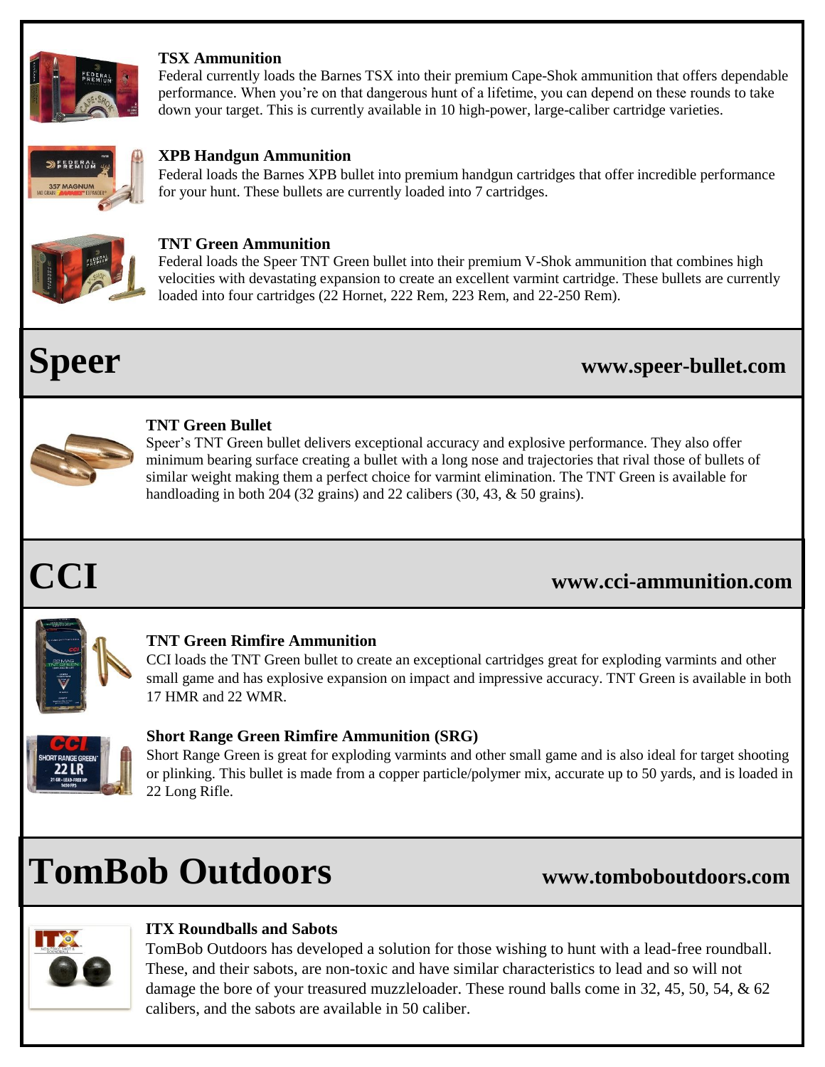### TSX Ammunition

Federal currently loads the Barnes TSX into their premium Cape-Shok ammunition that offers dependable performance. When you're on that dangerous hunt of a lifetime, you can depend on these rounds to take down your target. This is currently available in 10 high-power, large-caliber cartridge varieties.

### XPB Handgun Ammunition

Federal loads the Barnes XPB bullet into premium handgun cartridges that offer incredible performance for your hunt. These bullets are currently loaded into 7 cartridges.

### TNT Green Ammunition

Federal loads the Speer TNT Green bullet into their premium V-Shok ammunition that combines high velocities with devastating expansion to create an excellent varmint cartridge. These bullets are currently loaded into four cartridges (22 Hornet, 222 Rem, 223 Rem, and 22-250 Rem).

# Speer

**www.speer-bullet.com**

### TNT Green Bullet

Speer's TNT Green bullet delivers exceptional accuracy and explosive performance. They also offer minimum bearing surface creating a bullet with a long nose and trajectories that rival those of bullets of similar weight making them a perfect choice for varmint elimination. The TNT Green is available for handloading in both 204 (32 grains) and 22 calibers (30, 43, & 50 grains).

# CCI

**www.cci-ammunition.com**

### TNT Green Rimfire Ammunition

CCI loads the TNT Green bullet to create an exceptional cartridges great for exploding varmints and other small game and has explosive expansion on impact and impressive accuracy. TNT Green is available in both 17 HMR and 22 WMR.

### Short Range Green Rimfire Ammunition (SRG)

Short Range Green is great for exploding varmints and other small game and is also ideal for target shooting or plinking. This bullet is made from a copper particle/polymer mix, accurate up to 50 yards, and is loaded in 22 Long Rifle.

# TomBob Outdoors

**www.tomboboutdoors.com**

### ITX Roundballs and Sabots

TomBob Outdoors has developed a solution for those wishing to hunt with a lead-free roundball. These, and their sabots, are non-toxic and have similar characteristics to lead and so will not damage the bore of your treasured muzzleloader. These round balls come in 32, 45, 50, 54, & 62 calibers, and the sabots are available in 50 caliber.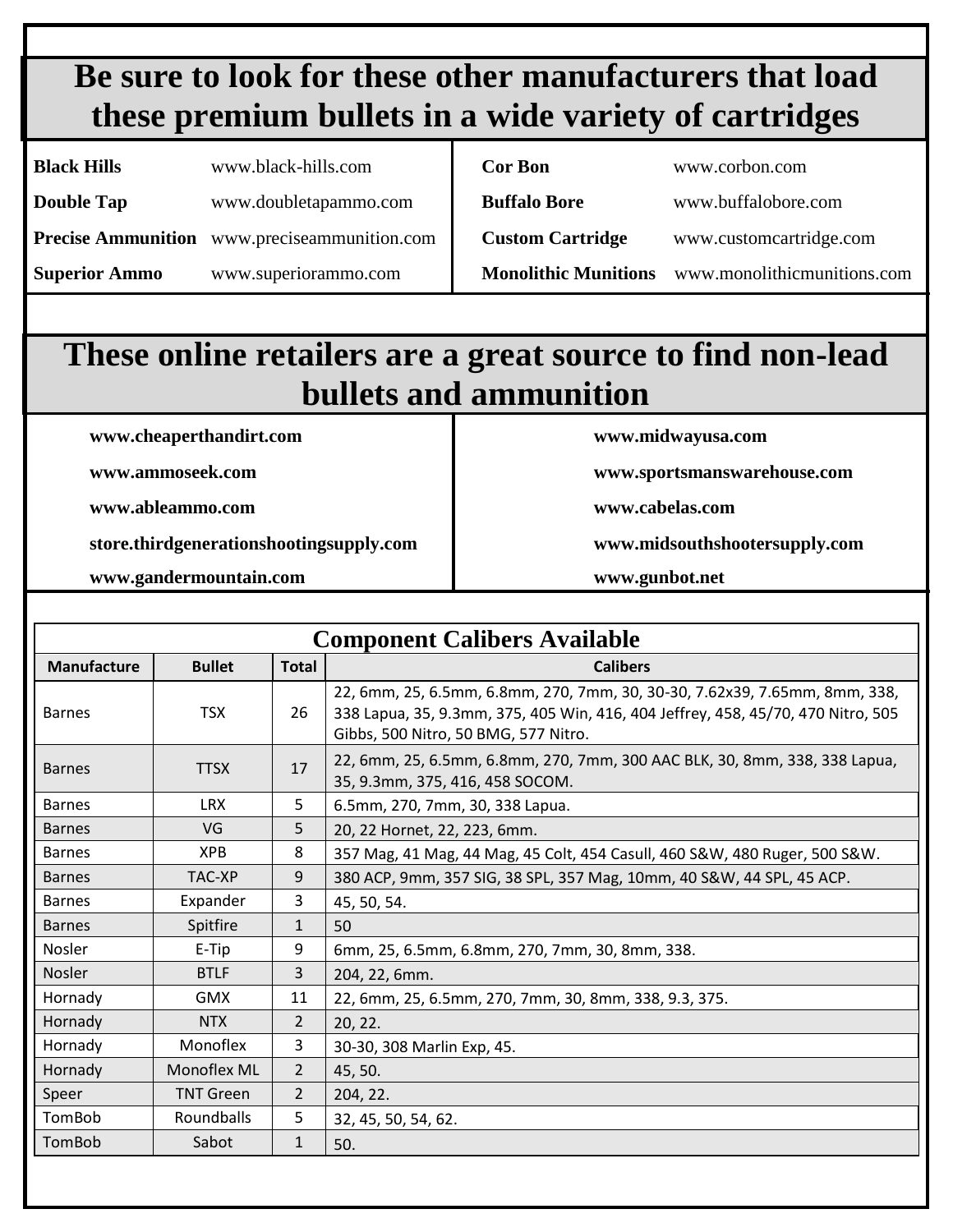## Be sure to look for these other manufacturers that load these premium bullets in a wide variety of cartridges

| | | | |
|---|---|---|---|
| **Black Hills** | www.black-hills.com | **Cor Bon** | www.corbon.com |
| **Double Tap** | www.doubletapammo.com | **Buffalo Bore** | www.buffalobore.com |
| **Precise Ammunition** | www.preciseammunition.com | **Custom Cartridge** | www.customcartridge.com |
| **Superior Ammo** | www.superiorammo.com | **Monolithic Munitions** | www.monolithicmunitions.com |

## These online retailers are a great source to find non-lead bullets and ammunition

- **www.cheaperthandirt.com**
- **www.ammoseek.com**
- **www.ableammo.com**
- **store.thirdgenerationshootingsupply.com**
- **www.gandermountain.com**
- **www.midwayusa.com**
- **www.sportsmanswarehouse.com**
- **www.cabelas.com**
- **www.midsouthshootersupply.com**
- **www.gunbot.net**

### Component Calibers Available

| Manufacture | Bullet | Total | Calibers |
|---|---|---|---|
| Barnes | TSX | 26 | 22, 6mm, 25, 6.5mm, 6.8mm, 270, 7mm, 30, 30-30, 7.62x39, 7.65mm, 8mm, 338, 338 Lapua, 35, 9.3mm, 375, 405 Win, 416, 404 Jeffrey, 458, 45/70, 470 Nitro, 505 Gibbs, 500 Nitro, 50 BMG, 577 Nitro. |
| Barnes | TTSX | 17 | 22, 6mm, 25, 6.5mm, 6.8mm, 270, 7mm, 300 AAC BLK, 30, 8mm, 338, 338 Lapua, 35, 9.3mm, 375, 416, 458 SOCOM. |
| Barnes | LRX | 5 | 6.5mm, 270, 7mm, 30, 338 Lapua. |
| Barnes | VG | 5 | 20, 22 Hornet, 22, 223, 6mm. |
| Barnes | XPB | 8 | 357 Mag, 41 Mag, 44 Mag, 45 Colt, 454 Casull, 460 S&W, 480 Ruger, 500 S&W. |
| Barnes | TAC-XP | 9 | 380 ACP, 9mm, 357 SIG, 38 SPL, 357 Mag, 10mm, 40 S&W, 44 SPL, 45 ACP. |
| Barnes | Expander | 3 | 45, 50, 54. |
| Barnes | Spitfire | 1 | 50 |
| Nosler | E-Tip | 9 | 6mm, 25, 6.5mm, 6.8mm, 270, 7mm, 30, 8mm, 338. |
| Nosler | BTLF | 3 | 204, 22, 6mm. |
| Hornady | GMX | 11 | 22, 6mm, 25, 6.5mm, 270, 7mm, 30, 8mm, 338, 9.3, 375. |
| Hornady | NTX | 2 | 20, 22. |
| Hornady | Monoflex | 3 | 30-30, 308 Marlin Exp, 45. |
| Hornady | Monoflex ML | 2 | 45, 50. |
| Speer | TNT Green | 2 | 204, 22. |
| TomBob | Roundballs | 5 | 32, 45, 50, 54, 62. |
| TomBob | Sabot | 1 | 50. |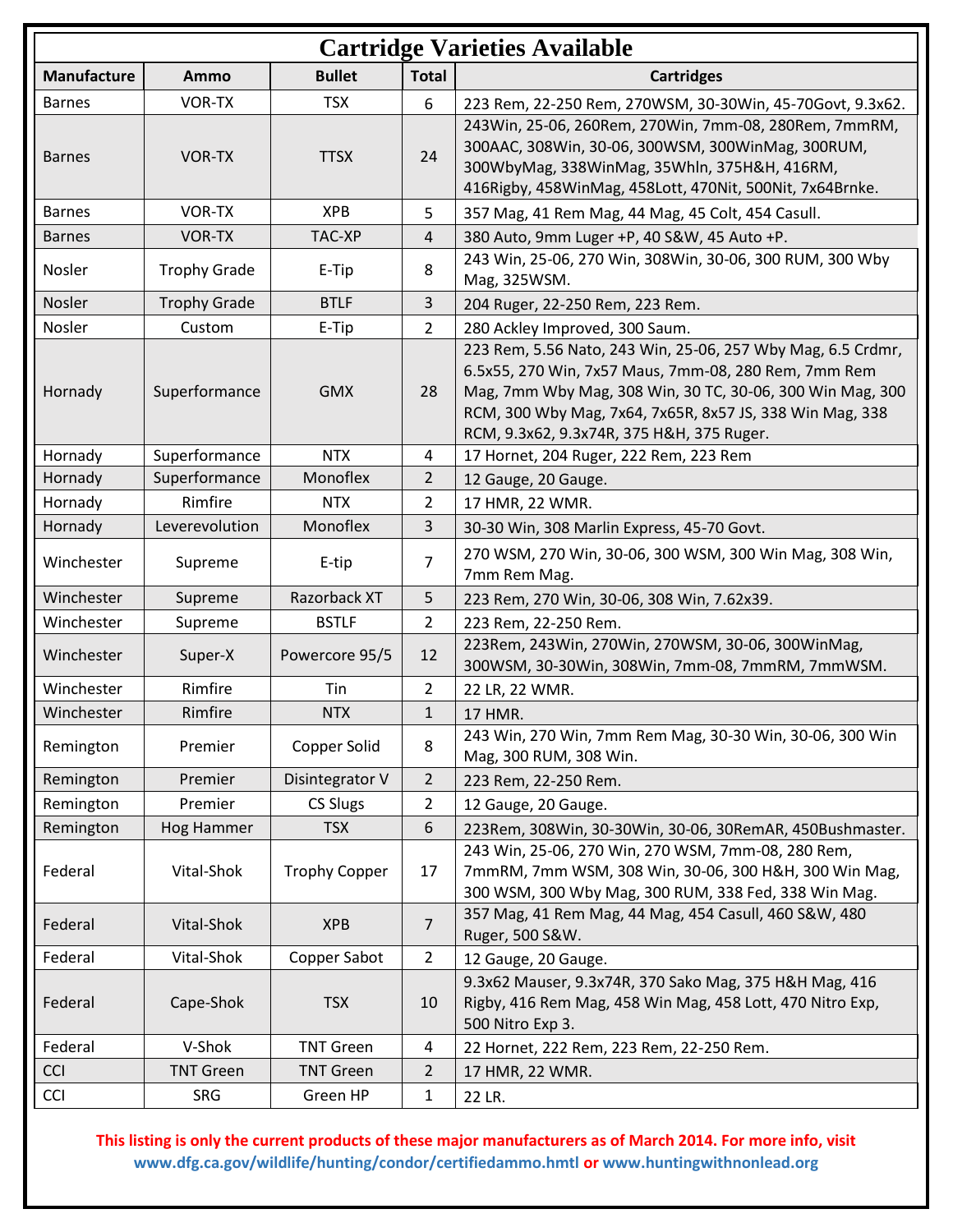# Cartridge Varieties Available

| Manufacture | Ammo | Bullet | Total | Cartridges |
|---|---|---|---|---|
| Barnes | VOR-TX | TSX | 6 | 223 Rem, 22-250 Rem, 270WSM, 30-30Win, 45-70Govt, 9.3x62. |
| Barnes | VOR-TX | TTSX | 24 | 243Win, 25-06, 260Rem, 270Win, 7mm-08, 280Rem, 7mmRM, 300AAC, 308Win, 30-06, 300WSM, 300WinMag, 300RUM, 300WbyMag, 338WinMag, 35Whln, 375H&H, 416RM, 416Rigby, 458WinMag, 458Lott, 470Nit, 500Nit, 7x64Brnke. |
| Barnes | VOR-TX | XPB | 5 | 357 Mag, 41 Rem Mag, 44 Mag, 45 Colt, 454 Casull. |
| Barnes | VOR-TX | TAC-XP | 4 | 380 Auto, 9mm Luger +P, 40 S&W, 45 Auto +P. |
| Nosler | Trophy Grade | E-Tip | 8 | 243 Win, 25-06, 270 Win, 308Win, 30-06, 300 RUM, 300 Wby Mag, 325WSM. |
| Nosler | Trophy Grade | BTLF | 3 | 204 Ruger, 22-250 Rem, 223 Rem. |
| Nosler | Custom | E-Tip | 2 | 280 Ackley Improved, 300 Saum. |
| Hornady | Superformance | GMX | 28 | 223 Rem, 5.56 Nato, 243 Win, 25-06, 257 Wby Mag, 6.5 Crdmr, 6.5x55, 270 Win, 7x57 Maus, 7mm-08, 280 Rem, 7mm Rem Mag, 7mm Wby Mag, 308 Win, 30 TC, 30-06, 300 Win Mag, 300 RCM, 300 Wby Mag, 7x64, 7x65R, 8x57 JS, 338 Win Mag, 338 RCM, 9.3x62, 9.3x74R, 375 H&H, 375 Ruger. |
| Hornady | Superformance | NTX | 4 | 17 Hornet, 204 Ruger, 222 Rem, 223 Rem |
| Hornady | Superformance | Monoflex | 2 | 12 Gauge, 20 Gauge. |
| Hornady | Rimfire | NTX | 2 | 17 HMR, 22 WMR. |
| Hornady | Leverevolution | Monoflex | 3 | 30-30 Win, 308 Marlin Express, 45-70 Govt. |
| Winchester | Supreme | E-tip | 7 | 270 WSM, 270 Win, 30-06, 300 WSM, 300 Win Mag, 308 Win, 7mm Rem Mag. |
| Winchester | Supreme | Razorback XT | 5 | 223 Rem, 270 Win, 30-06, 308 Win, 7.62x39. |
| Winchester | Supreme | BSTLF | 2 | 223 Rem, 22-250 Rem. |
| Winchester | Super-X | Powercore 95/5 | 12 | 223Rem, 243Win, 270Win, 270WSM, 30-06, 300WinMag, 300WSM, 30-30Win, 308Win, 7mm-08, 7mmRM, 7mmWSM. |
| Winchester | Rimfire | Tin | 2 | 22 LR, 22 WMR. |
| Winchester | Rimfire | NTX | 1 | 17 HMR. |
| Remington | Premier | Copper Solid | 8 | 243 Win, 270 Win, 7mm Rem Mag, 30-30 Win, 30-06, 300 Win Mag, 300 RUM, 308 Win. |
| Remington | Premier | Disintegrator V | 2 | 223 Rem, 22-250 Rem. |
| Remington | Premier | CS Slugs | 2 | 12 Gauge, 20 Gauge. |
| Remington | Hog Hammer | TSX | 6 | 223Rem, 308Win, 30-30Win, 30-06, 30RemAR, 450Bushmaster. |
| Federal | Vital-Shok | Trophy Copper | 17 | 243 Win, 25-06, 270 Win, 270 WSM, 7mm-08, 280 Rem, 7mmRM, 7mm WSM, 308 Win, 30-06, 300 H&H, 300 Win Mag, 300 WSM, 300 Wby Mag, 300 RUM, 338 Fed, 338 Win Mag. |
| Federal | Vital-Shok | XPB | 7 | 357 Mag, 41 Rem Mag, 44 Mag, 454 Casull, 460 S&W, 480 Ruger, 500 S&W. |
| Federal | Vital-Shok | Copper Sabot | 2 | 12 Gauge, 20 Gauge. |
| Federal | Cape-Shok | TSX | 10 | 9.3x62 Mauser, 9.3x74R, 370 Sako Mag, 375 H&H Mag, 416 Rigby, 416 Rem Mag, 458 Win Mag, 458 Lott, 470 Nitro Exp, 500 Nitro Exp 3. |
| Federal | V-Shok | TNT Green | 4 | 22 Hornet, 222 Rem, 223 Rem, 22-250 Rem. |
| CCI | TNT Green | TNT Green | 2 | 17 HMR, 22 WMR. |
| CCI | SRG | Green HP | 1 | 22 LR. |

**This listing is only the current products of these major manufacturers as of March 2014. For more info, visit www.dfg.ca.gov/wildlife/hunting/condor/certifiedammo.hmtl or www.huntingwithnonlead.org**